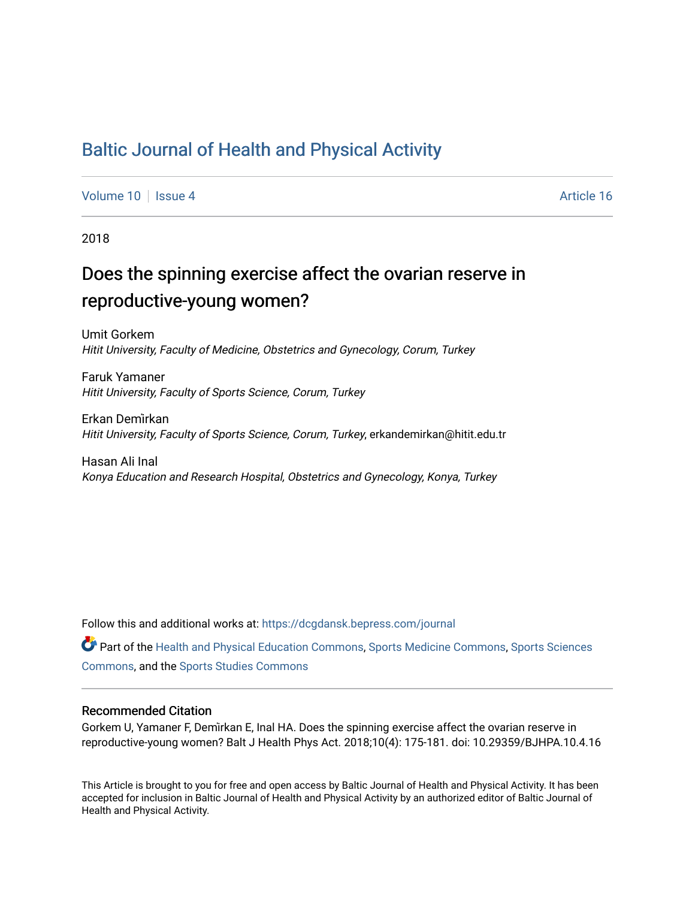# Baltic Journal of Health and Physical Activity

Volume 10 | Issue 4 Article 16

2018

## Does the spinning exercise affect the ovarian reserve in reproductive-young women?

Umit Gorkem
*Hitit University, Faculty of Medicine, Obstetrics and Gynecology, Corum, Turkey*

Faruk Yamaner
*Hitit University, Faculty of Sports Science, Corum, Turkey*

Erkan Demi̇rkan
*Hitit University, Faculty of Sports Science, Corum, Turkey*, erkandemirkan@hitit.edu.tr

Hasan Ali Inal
*Konya Education and Research Hospital, Obstetrics and Gynecology, Konya, Turkey*

Follow this and additional works at: https://dcgdansk.bepress.com/journal

Part of the Health and Physical Education Commons, Sports Medicine Commons, Sports Sciences Commons, and the Sports Studies Commons

### Recommended Citation

Gorkem U, Yamaner F, Demi̇rkan E, Inal HA. Does the spinning exercise affect the ovarian reserve in reproductive-young women? Balt J Health Phys Act. 2018;10(4): 175-181. doi: 10.29359/BJHPA.10.4.16

This Article is brought to you for free and open access by Baltic Journal of Health and Physical Activity. It has been accepted for inclusion in Baltic Journal of Health and Physical Activity by an authorized editor of Baltic Journal of Health and Physical Activity.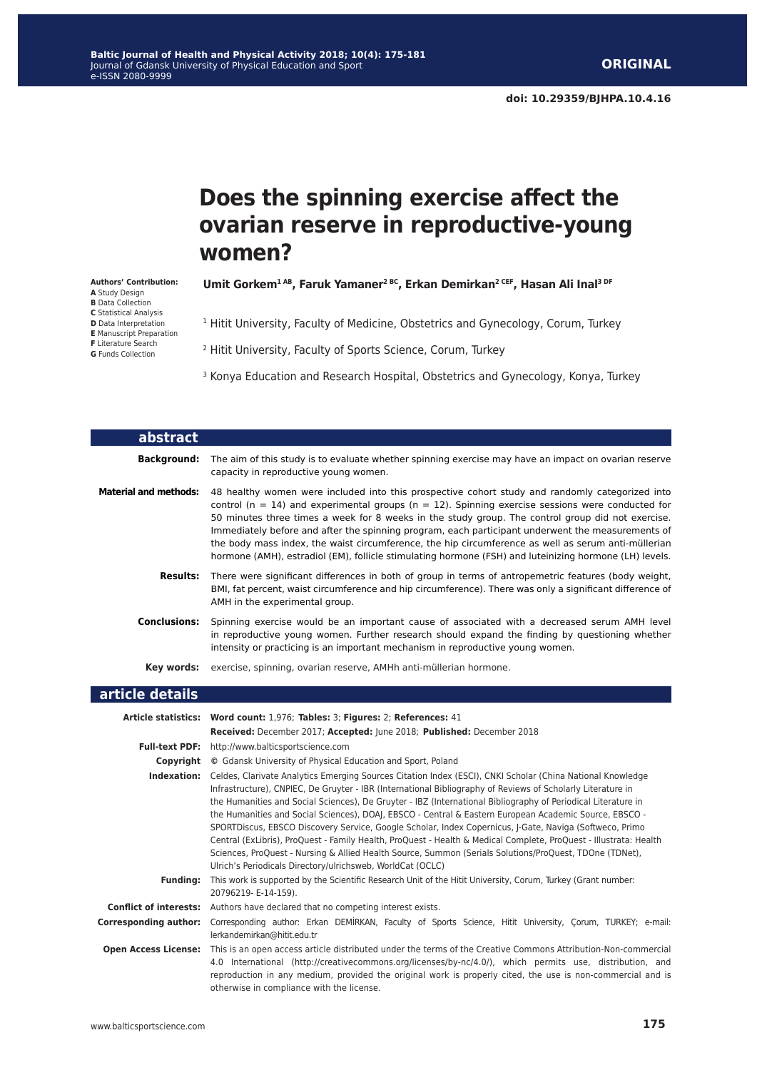ORIGINAL

doi: 10.29359/BJHPA.10.4.16

# Does the spinning exercise affect the ovarian reserve in reproductive-young women?

**Authors' Contribution:**
**A** Study Design
**B** Data Collection
**C** Statistical Analysis
**D** Data Interpretation
**E** Manuscript Preparation
**F** Literature Search
**G** Funds Collection

**Umit Gorkem[1 AB], Faruk Yamaner[2 BC], Erkan Demirkan[2 CEF], Hasan Ali Inal[3 DF]**

[1] Hitit University, Faculty of Medicine, Obstetrics and Gynecology, Corum, Turkey

[2] Hitit University, Faculty of Sports Science, Corum, Turkey

[3] Konya Education and Research Hospital, Obstetrics and Gynecology, Konya, Turkey

## abstract

**Background:** The aim of this study is to evaluate whether spinning exercise may have an impact on ovarian reserve capacity in reproductive young women.

**Material and methods:** 48 healthy women were included into this prospective cohort study and randomly categorized into control (n = 14) and experimental groups (n = 12). Spinning exercise sessions were conducted for 50 minutes three times a week for 8 weeks in the study group. The control group did not exercise. Immediately before and after the spinning program, each participant underwent the measurements of the body mass index, the waist circumference, the hip circumference as well as serum anti-müllerian hormone (AMH), estradiol (EM), follicle stimulating hormone (FSH) and luteinizing hormone (LH) levels.

**Results:** There were significant differences in both of group in terms of antropemetric features (body weight, BMI, fat percent, waist circumference and hip circumference). There was only a significant difference of AMH in the experimental group.

**Conclusions:** Spinning exercise would be an important cause of associated with a decreased serum AMH level in reproductive young women. Further research should expand the finding by questioning whether intensity or practicing is an important mechanism in reproductive young women.

**Key words:** exercise, spinning, ovarian reserve, AMHh anti-müllerian hormone.

## article details

**Article statistics:** **Word count:** 1,976; **Tables:** 3; **Figures:** 2; **References:** 41
**Received:** December 2017; **Accepted:** June 2018; **Published:** December 2018

**Full-text PDF:** http://www.balticsportscience.com

**Copyright** © Gdansk University of Physical Education and Sport, Poland

**Indexation:** Celdes, Clarivate Analytics Emerging Sources Citation Index (ESCI), CNKI Scholar (China National Knowledge Infrastructure), CNPIEC, De Gruyter - IBR (International Bibliography of Reviews of Scholarly Literature in the Humanities and Social Sciences), De Gruyter - IBZ (International Bibliography of Periodical Literature in the Humanities and Social Sciences), DOAJ, EBSCO - Central & Eastern European Academic Source, EBSCO - SPORTDiscus, EBSCO Discovery Service, Google Scholar, Index Copernicus, J-Gate, Naviga (Softweco, Primo Central (ExLibris), ProQuest - Family Health, ProQuest - Health & Medical Complete, ProQuest - Illustrata: Health Sciences, ProQuest - Nursing & Allied Health Source, Summon (Serials Solutions/ProQuest, TDOne (TDNet), Ulrich's Periodicals Directory/ulrichsweb, WorldCat (OCLC)

**Funding:** This work is supported by the Scientific Research Unit of the Hitit University, Corum, Turkey (Grant number: 20796219- E-14-159).

**Conflict of interests:** Authors have declared that no competing interest exists.

**Corresponding author:** Corresponding author: Erkan DEMİRKAN, Faculty of Sports Science, Hitit University, Çorum, TURKEY; e-mail: lerkandemirkan@hitit.edu.tr

**Open Access License:** This is an open access article distributed under the terms of the Creative Commons Attribution-Non-commercial 4.0 International (http://creativecommons.org/licenses/by-nc/4.0/), which permits use, distribution, and reproduction in any medium, provided the original work is properly cited, the use is non-commercial and is otherwise in compliance with the license.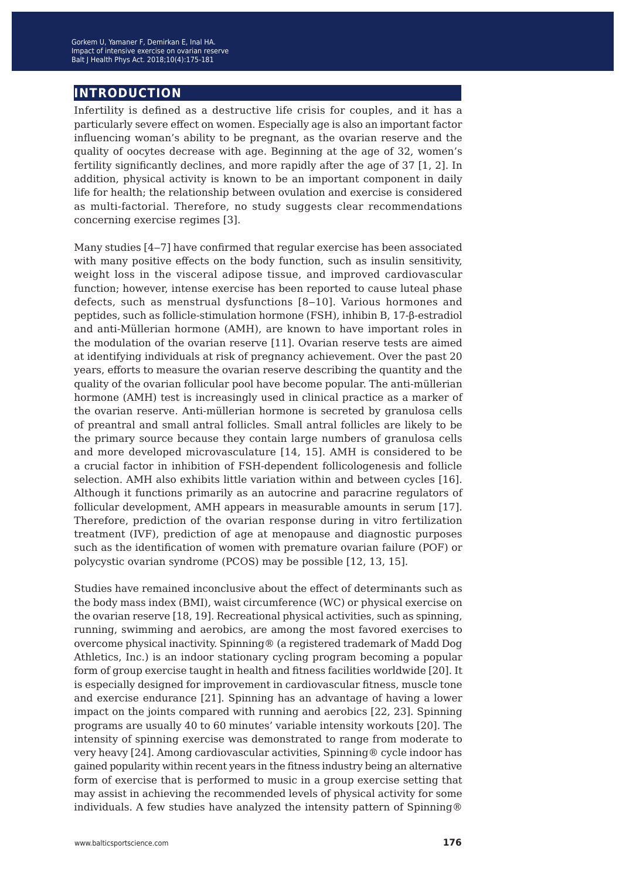## INTRODUCTION

Infertility is defined as a destructive life crisis for couples, and it has a particularly severe effect on women. Especially age is also an important factor influencing woman's ability to be pregnant, as the ovarian reserve and the quality of oocytes decrease with age. Beginning at the age of 32, women's fertility significantly declines, and more rapidly after the age of 37 [1, 2]. In addition, physical activity is known to be an important component in daily life for health; the relationship between ovulation and exercise is considered as multi-factorial. Therefore, no study suggests clear recommendations concerning exercise regimes [3].

Many studies [4−7] have confirmed that regular exercise has been associated with many positive effects on the body function, such as insulin sensitivity, weight loss in the visceral adipose tissue, and improved cardiovascular function; however, intense exercise has been reported to cause luteal phase defects, such as menstrual dysfunctions [8−10]. Various hormones and peptides, such as follicle-stimulation hormone (FSH), inhibin B, 17-β-estradiol and anti-Müllerian hormone (AMH), are known to have important roles in the modulation of the ovarian reserve [11]. Ovarian reserve tests are aimed at identifying individuals at risk of pregnancy achievement. Over the past 20 years, efforts to measure the ovarian reserve describing the quantity and the quality of the ovarian follicular pool have become popular. The anti-müllerian hormone (AMH) test is increasingly used in clinical practice as a marker of the ovarian reserve. Anti-müllerian hormone is secreted by granulosa cells of preantral and small antral follicles. Small antral follicles are likely to be the primary source because they contain large numbers of granulosa cells and more developed microvasculature [14, 15]. AMH is considered to be a crucial factor in inhibition of FSH-dependent follicologenesis and follicle selection. AMH also exhibits little variation within and between cycles [16]. Although it functions primarily as an autocrine and paracrine regulators of follicular development, AMH appears in measurable amounts in serum [17]. Therefore, prediction of the ovarian response during in vitro fertilization treatment (IVF), prediction of age at menopause and diagnostic purposes such as the identification of women with premature ovarian failure (POF) or polycystic ovarian syndrome (PCOS) may be possible [12, 13, 15].

Studies have remained inconclusive about the effect of determinants such as the body mass index (BMI), waist circumference (WC) or physical exercise on the ovarian reserve [18, 19]. Recreational physical activities, such as spinning, running, swimming and aerobics, are among the most favored exercises to overcome physical inactivity. Spinning® (a registered trademark of Madd Dog Athletics, Inc.) is an indoor stationary cycling program becoming a popular form of group exercise taught in health and fitness facilities worldwide [20]. It is especially designed for improvement in cardiovascular fitness, muscle tone and exercise endurance [21]. Spinning has an advantage of having a lower impact on the joints compared with running and aerobics [22, 23]. Spinning programs are usually 40 to 60 minutes' variable intensity workouts [20]. The intensity of spinning exercise was demonstrated to range from moderate to very heavy [24]. Among cardiovascular activities, Spinning® cycle indoor has gained popularity within recent years in the fitness industry being an alternative form of exercise that is performed to music in a group exercise setting that may assist in achieving the recommended levels of physical activity for some individuals. A few studies have analyzed the intensity pattern of Spinning®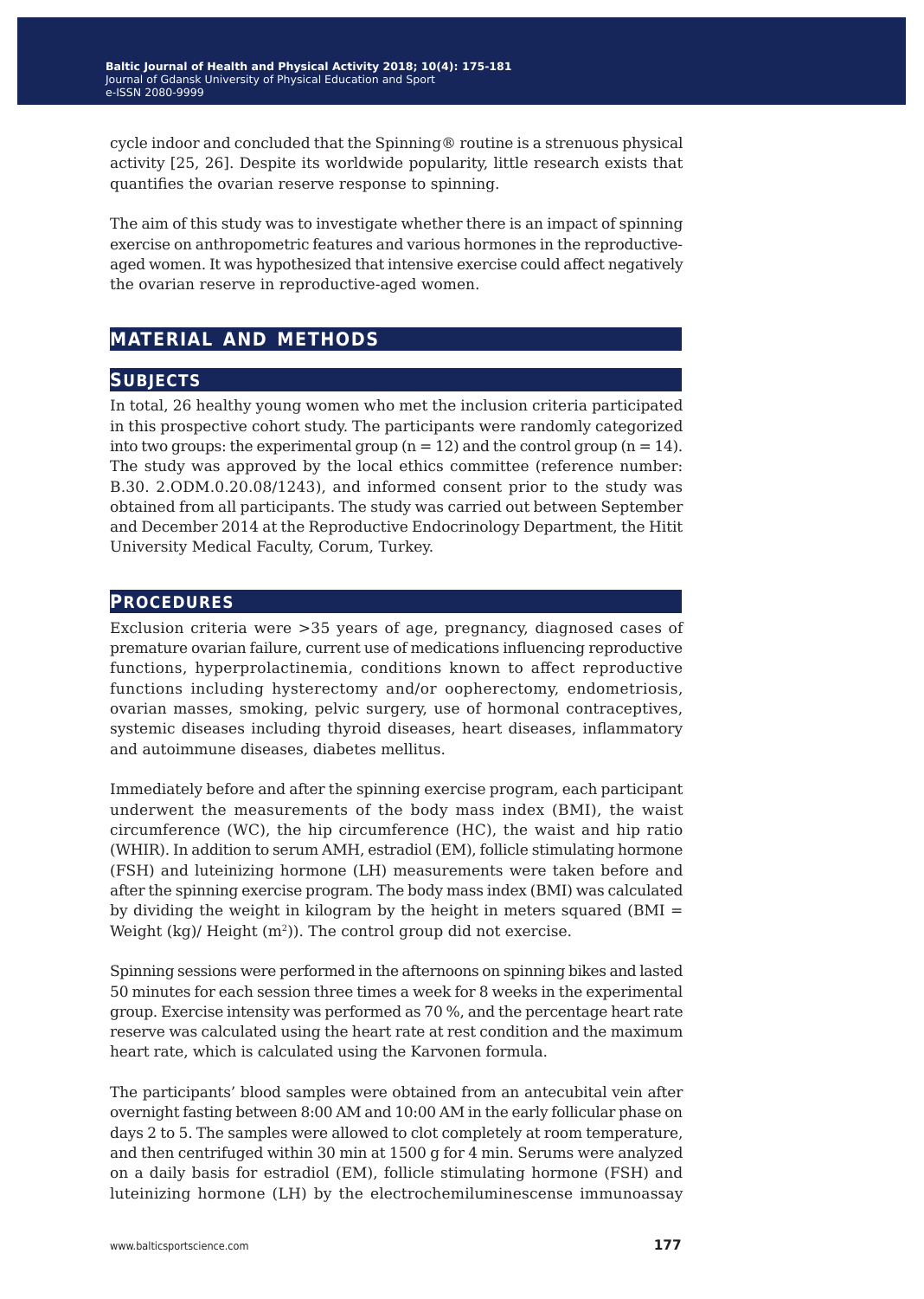cycle indoor and concluded that the Spinning® routine is a strenuous physical activity [25, 26]. Despite its worldwide popularity, little research exists that quantifies the ovarian reserve response to spinning.

The aim of this study was to investigate whether there is an impact of spinning exercise on anthropometric features and various hormones in the reproductive-aged women. It was hypothesized that intensive exercise could affect negatively the ovarian reserve in reproductive-aged women.

## MATERIAL AND METHODS

### SUBJECTS

In total, 26 healthy young women who met the inclusion criteria participated in this prospective cohort study. The participants were randomly categorized into two groups: the experimental group (n = 12) and the control group (n = 14). The study was approved by the local ethics committee (reference number: B.30. 2.ODM.0.20.08/1243), and informed consent prior to the study was obtained from all participants. The study was carried out between September and December 2014 at the Reproductive Endocrinology Department, the Hitit University Medical Faculty, Corum, Turkey.

### PROCEDURES

Exclusion criteria were >35 years of age, pregnancy, diagnosed cases of premature ovarian failure, current use of medications influencing reproductive functions, hyperprolactinemia, conditions known to affect reproductive functions including hysterectomy and/or oopherectomy, endometriosis, ovarian masses, smoking, pelvic surgery, use of hormonal contraceptives, systemic diseases including thyroid diseases, heart diseases, inflammatory and autoimmune diseases, diabetes mellitus.

Immediately before and after the spinning exercise program, each participant underwent the measurements of the body mass index (BMI), the waist circumference (WC), the hip circumference (HC), the waist and hip ratio (WHIR). In addition to serum AMH, estradiol (EM), follicle stimulating hormone (FSH) and luteinizing hormone (LH) measurements were taken before and after the spinning exercise program. The body mass index (BMI) was calculated by dividing the weight in kilogram by the height in meters squared (BMI = Weight (kg)/ Height ($m^2$)). The control group did not exercise.

Spinning sessions were performed in the afternoons on spinning bikes and lasted 50 minutes for each session three times a week for 8 weeks in the experimental group. Exercise intensity was performed as 70 %, and the percentage heart rate reserve was calculated using the heart rate at rest condition and the maximum heart rate, which is calculated using the Karvonen formula.

The participants' blood samples were obtained from an antecubital vein after overnight fasting between 8:00 AM and 10:00 AM in the early follicular phase on days 2 to 5. The samples were allowed to clot completely at room temperature, and then centrifuged within 30 min at 1500 g for 4 min. Serums were analyzed on a daily basis for estradiol (EM), follicle stimulating hormone (FSH) and luteinizing hormone (LH) by the electrochemiluminescense immunoassay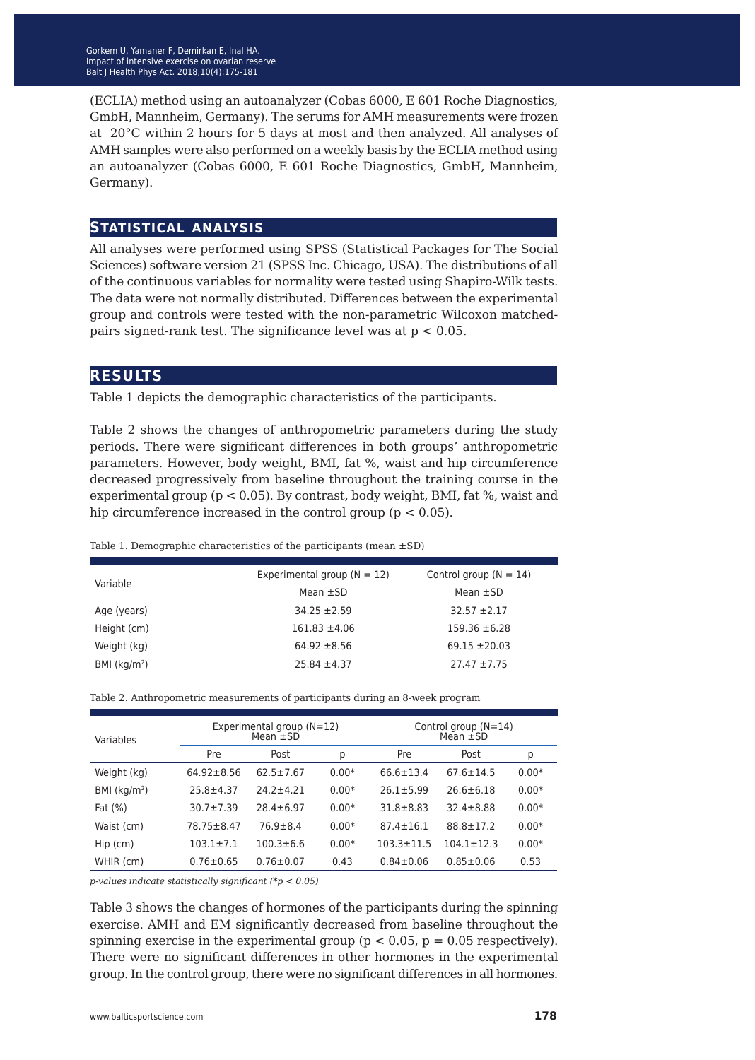(ECLIA) method using an autoanalyzer (Cobas 6000, E 601 Roche Diagnostics, GmbH, Mannheim, Germany). The serums for AMH measurements were frozen at 20°C within 2 hours for 5 days at most and then analyzed. All analyses of AMH samples were also performed on a weekly basis by the ECLIA method using an autoanalyzer (Cobas 6000, E 601 Roche Diagnostics, GmbH, Mannheim, Germany).

## STATISTICAL ANALYSIS

All analyses were performed using SPSS (Statistical Packages for The Social Sciences) software version 21 (SPSS Inc. Chicago, USA). The distributions of all of the continuous variables for normality were tested using Shapiro-Wilk tests. The data were not normally distributed. Differences between the experimental group and controls were tested with the non-parametric Wilcoxon matched-pairs signed-rank test. The significance level was at $p < 0.05$.

## RESULTS

Table 1 depicts the demographic characteristics of the participants.

Table 2 shows the changes of anthropometric parameters during the study periods. There were significant differences in both groups' anthropometric parameters. However, body weight, BMI, fat %, waist and hip circumference decreased progressively from baseline throughout the training course in the experimental group ($p < 0.05$). By contrast, body weight, BMI, fat %, waist and hip circumference increased in the control group ($p < 0.05$).

Table 1. Demographic characteristics of the participants (mean ±SD)

| Variable | Experimental group (N = 12) | Control group (N = 14) |
|---|---|---|
| | Mean ±SD | Mean ±SD |
| Age (years) | 34.25 ±2.59 | 32.57 ±2.17 |
| Height (cm) | 161.83 ±4.06 | 159.36 ±6.28 |
| Weight (kg) | 64.92 ±8.56 | 69.15 ±20.03 |
| BMI (kg/m$^2$) | 25.84 ±4.37 | 27.47 ±7.75 |

Table 2. Anthropometric measurements of participants during an 8-week program

| Variables | Experimental group (N=12) Mean ±SD | | | Control group (N=14) Mean ±SD | | |
|---|---|---|---|---|---|---|
| | Pre | Post | p | Pre | Post | p |
| Weight (kg) | 64.92±8.56 | 62.5±7.67 | 0.00* | 66.6±13.4 | 67.6±14.5 | 0.00* |
| BMI (kg/m$^2$) | 25.8±4.37 | 24.2±4.21 | 0.00* | 26.1±5.99 | 26.6±6.18 | 0.00* |
| Fat (%) | 30.7±7.39 | 28.4±6.97 | 0.00* | 31.8±8.83 | 32.4±8.88 | 0.00* |
| Waist (cm) | 78.75±8.47 | 76.9±8.4 | 0.00* | 87.4±16.1 | 88.8±17.2 | 0.00* |
| Hip (cm) | 103.1±7.1 | 100.3±6.6 | 0.00* | 103.3±11.5 | 104.1±12.3 | 0.00* |
| WHIR (cm) | 0.76±0.65 | 0.76±0.07 | 0.43 | 0.84±0.06 | 0.85±0.06 | 0.53 |

*p-values indicate statistically significant (*p < 0.05)*

Table 3 shows the changes of hormones of the participants during the spinning exercise. AMH and EM significantly decreased from baseline throughout the spinning exercise in the experimental group ($p < 0.05$, $p = 0.05$ respectively). There were no significant differences in other hormones in the experimental group. In the control group, there were no significant differences in all hormones.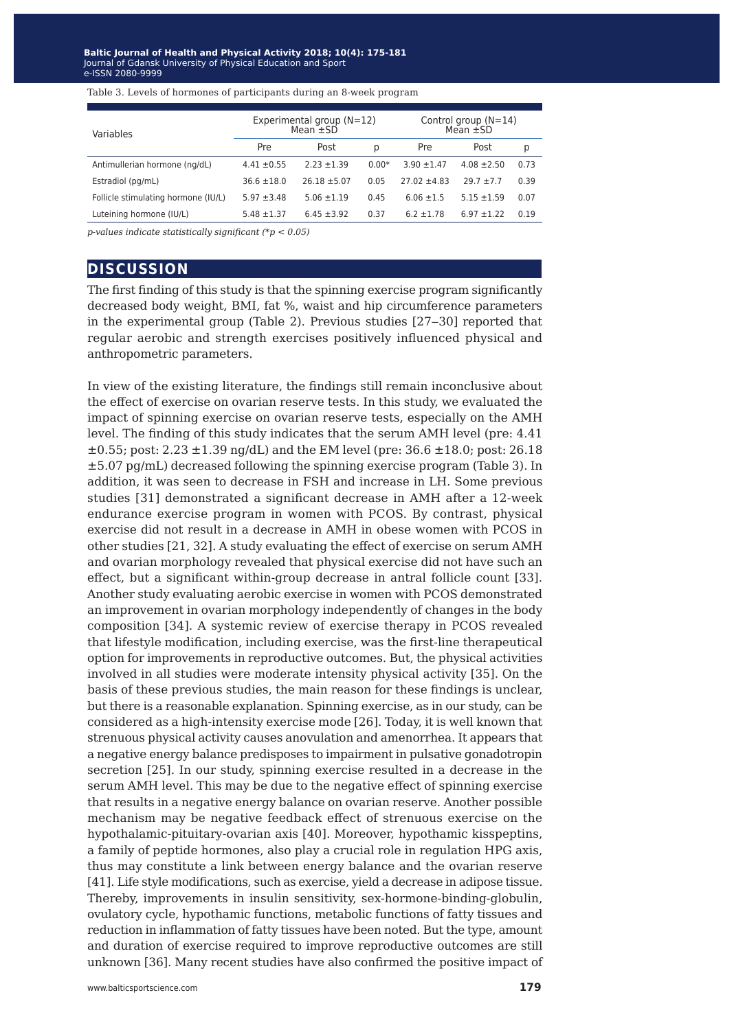Table 3. Levels of hormones of participants during an 8-week program

| Variables | Experimental group (N=12) Mean ±SD | | | Control group (N=14) Mean ±SD | | |
|---|---|---|---|---|---|---|
| | Pre | Post | p | Pre | Post | p |
| Antimullerian hormone (ng/dL) | 4.41 ±0.55 | 2.23 ±1.39 | 0.00* | 3.90 ±1.47 | 4.08 ±2.50 | 0.73 |
| Estradiol (pg/mL) | 36.6 ±18.0 | 26.18 ±5.07 | 0.05 | 27.02 ±4.83 | 29.7 ±7.7 | 0.39 |
| Follicle stimulating hormone (IU/L) | 5.97 ±3.48 | 5.06 ±1.19 | 0.45 | 6.06 ±1.5 | 5.15 ±1.59 | 0.07 |
| Luteining hormone (IU/L) | 5.48 ±1.37 | 6.45 ±3.92 | 0.37 | 6.2 ±1.78 | 6.97 ±1.22 | 0.19 |

*p-values indicate statistically significant (*p < 0.05)*

## DISCUSSION

The first finding of this study is that the spinning exercise program significantly decreased body weight, BMI, fat %, waist and hip circumference parameters in the experimental group (Table 2). Previous studies [27–30] reported that regular aerobic and strength exercises positively influenced physical and anthropometric parameters.

In view of the existing literature, the findings still remain inconclusive about the effect of exercise on ovarian reserve tests. In this study, we evaluated the impact of spinning exercise on ovarian reserve tests, especially on the AMH level. The finding of this study indicates that the serum AMH level (pre: 4.41 ±0.55; post: 2.23 ±1.39 ng/dL) and the EM level (pre: 36.6 ±18.0; post: 26.18 ±5.07 pg/mL) decreased following the spinning exercise program (Table 3). In addition, it was seen to decrease in FSH and increase in LH. Some previous studies [31] demonstrated a significant decrease in AMH after a 12-week endurance exercise program in women with PCOS. By contrast, physical exercise did not result in a decrease in AMH in obese women with PCOS in other studies [21, 32]. A study evaluating the effect of exercise on serum AMH and ovarian morphology revealed that physical exercise did not have such an effect, but a significant within-group decrease in antral follicle count [33]. Another study evaluating aerobic exercise in women with PCOS demonstrated an improvement in ovarian morphology independently of changes in the body composition [34]. A systemic review of exercise therapy in PCOS revealed that lifestyle modification, including exercise, was the first-line therapeutical option for improvements in reproductive outcomes. But, the physical activities involved in all studies were moderate intensity physical activity [35]. On the basis of these previous studies, the main reason for these findings is unclear, but there is a reasonable explanation. Spinning exercise, as in our study, can be considered as a high-intensity exercise mode [26]. Today, it is well known that strenuous physical activity causes anovulation and amenorrhea. It appears that a negative energy balance predisposes to impairment in pulsative gonadotropin secretion [25]. In our study, spinning exercise resulted in a decrease in the serum AMH level. This may be due to the negative effect of spinning exercise that results in a negative energy balance on ovarian reserve. Another possible mechanism may be negative feedback effect of strenuous exercise on the hypothalamic-pituitary-ovarian axis [40]. Moreover, hypothamic kisspeptins, a family of peptide hormones, also play a crucial role in regulation HPG axis, thus may constitute a link between energy balance and the ovarian reserve [41]. Life style modifications, such as exercise, yield a decrease in adipose tissue. Thereby, improvements in insulin sensitivity, sex-hormone-binding-globulin, ovulatory cycle, hypothamic functions, metabolic functions of fatty tissues and reduction in inflammation of fatty tissues have been noted. But the type, amount and duration of exercise required to improve reproductive outcomes are still unknown [36]. Many recent studies have also confirmed the positive impact of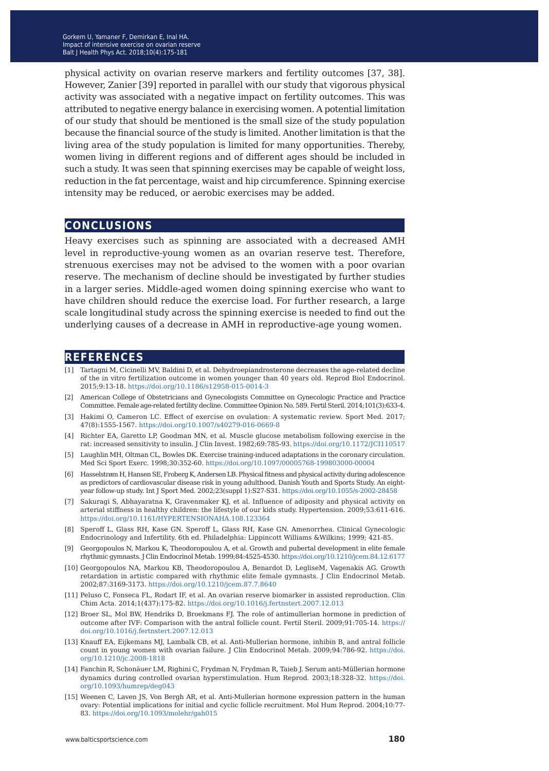physical activity on ovarian reserve markers and fertility outcomes [37, 38]. However, Zanier [39] reported in parallel with our study that vigorous physical activity was associated with a negative impact on fertility outcomes. This was attributed to negative energy balance in exercising women. A potential limitation of our study that should be mentioned is the small size of the study population because the financial source of the study is limited. Another limitation is that the living area of the study population is limited for many opportunities. Thereby, women living in different regions and of different ages should be included in such a study. It was seen that spinning exercises may be capable of weight loss, reduction in the fat percentage, waist and hip circumference. Spinning exercise intensity may be reduced, or aerobic exercises may be added.

## CONCLUSIONS

Heavy exercises such as spinning are associated with a decreased AMH level in reproductive-young women as an ovarian reserve test. Therefore, strenuous exercises may not be advised to the women with a poor ovarian reserve. The mechanism of decline should be investigated by further studies in a larger series. Middle-aged women doing spinning exercise who want to have children should reduce the exercise load. For further research, a large scale longitudinal study across the spinning exercise is needed to find out the underlying causes of a decrease in AMH in reproductive-age young women.

## REFERENCES

[1] Tartagni M, Cicinelli MV, Baldini D, et al. Dehydroepiandrosterone decreases the age-related decline of the in vitro fertilization outcome in women younger than 40 years old. Reprod Biol Endocrinol. 2015;9:13-18. https://doi.org/10.1186/s12958-015-0014-3

[2] American College of Obstetricians and Gynecologists Committee on Gynecologic Practice and Practice Committee. Female age-related fertility decline. Committee Opinion No. 589. Fertil Steril. 2014;101(3):633-4.

[3] Hakimi O, Cameron LC. Effect of exercise on ovulation: A systematic review. Sport Med. 2017; 47(8):1555-1567. https://doi.org/10.1007/s40279-016-0669-8

[4] Richter EA, Garetto LP, Goodman MN, et al. Muscle glucose metabolism following exercise in the rat: increased sensitivity to insulin. J Clin Invest. 1982;69:785-93. https://doi.org/10.1172/JCI110517

[5] Laughlin MH, Oltman CL, Bowles DK. Exercise training-induced adaptations in the coronary circulation. Med Sci Sport Exerc. 1998;30:352-60. https://doi.org/10.1097/00005768-199803000-00004

[6] Hasselstrøm H, Hansen SE, Froberg K, Andersen LB. Physical fitness and physical activity during adolescence as predictors of cardiovascular disease risk in young adulthood. Danish Youth and Sports Study. An eight-year follow-up study. Int J Sport Med. 2002;23(suppl 1):S27-S31. https://doi.org/10.1055/s-2002-28458

[7] Sakuragi S, Abhayaratna K, Gravenmaker KJ, et al. Influence of adiposity and physical activity on arterial stiffness in healthy children: the lifestyle of our kids study. Hypertension. 2009;53:611-616. https://doi.org/10.1161/HYPERTENSIONAHA.108.123364

[8] Speroff L, Glass RH, Kase GN. Speroff L, Glass RH, Kase GN. Amenorrhea. Clinical Gynecologic Endocrinology and Infertility. 6th ed. Philadelphia: Lippincott Williams &Wilkins; 1999; 421-85.

[9] Georgopoulos N, Markou K, Theodoropoulou A, et al. Growth and pubertal development in elite female rhythmic gymnasts. J Clin Endocrinol Metab. 1999;84:4525-4530. https://doi.org/10.1210/jcem.84.12.6177

[10] Georgopoulos NA, Markou KB, Theodoropoulou A, Benardot D, LeglíseM, Vagenakis AG. Growth retardation in artistic compared with rhythmic elite female gymnasts. J Clin Endocrinol Metab. 2002;87:3169-3173. https://doi.org/10.1210/jcem.87.7.8640

[11] Peluso C, Fonseca FL, Rodart IF, et al. An ovarian reserve biomarker in assisted reproduction. Clin Chim Acta. 2014;1(437):175-82. https://doi.org/10.1016/j.fertnstert.2007.12.013

[12] Broer SL, Mol BW, Hendriks D, Broekmans FJ. The role of antimullerian hormone in prediction of outcome after IVF: Comparison with the antral follicle count. Fertil Steril. 2009;91:705-14. https://doi.org/10.1016/j.fertnstert.2007.12.013

[13] Knauff EA, Eijkemans MJ, Lambalk CB, et al. Anti-Mullerian hormone, inhibin B, and antral follicle count in young women with ovarian failure. J Clin Endocrinol Metab. 2009;94:786-92. https://doi.org/10.1210/jc.2008-1818

[14] Fanchin R, Schonäuer LM, Righini C, Frydman N, Frydman R, Taieb J. Serum anti-Müllerian hormone dynamics during controlled ovarian hyperstimulation. Hum Reprod. 2003;18:328-32. https://doi.org/10.1093/humrep/deg043

[15] Weenen C, Laven JS, Von Bergh AR, et al. Anti-Mullerian hormone expression pattern in the human ovary: Potential implications for initial and cyclic follicle recruitment. Mol Hum Reprod. 2004;10:77-83. https://doi.org/10.1093/molehr/gah015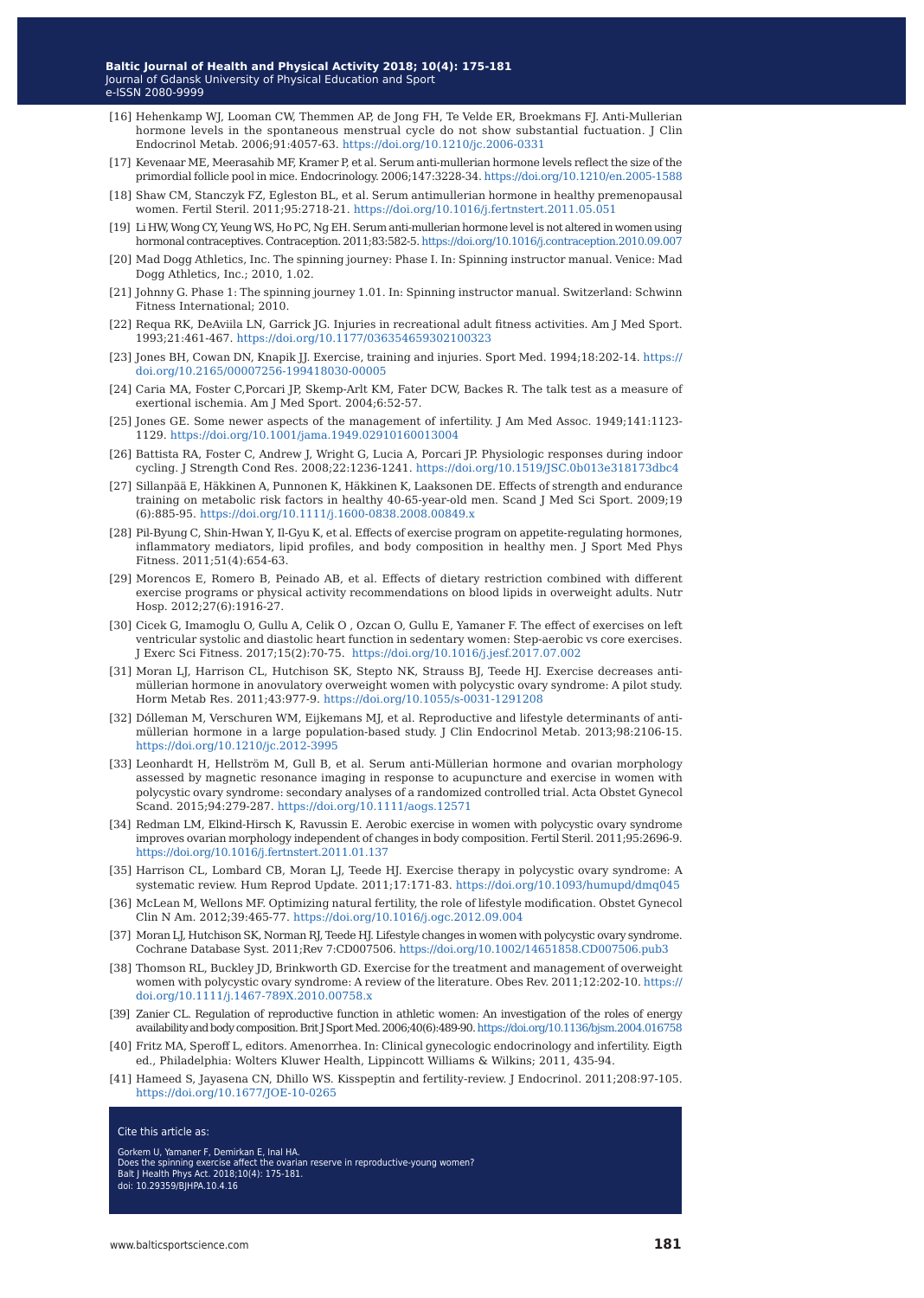[16] Hehenkamp WJ, Looman CW, Themmen AP, de Jong FH, Te Velde ER, Broekmans FJ. Anti-Mullerian hormone levels in the spontaneous menstrual cycle do not show substantial fuctuation. J Clin Endocrinol Metab. 2006;91:4057-63. https://doi.org/10.1210/jc.2006-0331

[17] Kevenaar ME, Meerasahib MF, Kramer P, et al. Serum anti-mullerian hormone levels reflect the size of the primordial follicle pool in mice. Endocrinology. 2006;147:3228-34. https://doi.org/10.1210/en.2005-1588

[18] Shaw CM, Stanczyk FZ, Egleston BL, et al. Serum antimullerian hormone in healthy premenopausal women. Fertil Steril. 2011;95:2718-21. https://doi.org/10.1016/j.fertnstert.2011.05.051

[19] Li HW, Wong CY, Yeung WS, Ho PC, Ng EH. Serum anti-mullerian hormone level is not altered in women using hormonal contraceptives. Contraception. 2011;83:582-5. https://doi.org/10.1016/j.contraception.2010.09.007

[20] Mad Dogg Athletics, Inc. The spinning journey: Phase I. In: Spinning instructor manual. Venice: Mad Dogg Athletics, Inc.; 2010, 1.02.

[21] Johnny G. Phase 1: The spinning journey 1.01. In: Spinning instructor manual. Switzerland: Schwinn Fitness International; 2010.

[22] Requa RK, DeAviila LN, Garrick JG. Injuries in recreational adult fitness activities. Am J Med Sport. 1993;21:461-467. https://doi.org/10.1177/036354659302100323

[23] Jones BH, Cowan DN, Knapik JJ. Exercise, training and injuries. Sport Med. 1994;18:202-14. https://doi.org/10.2165/00007256-199418030-00005

[24] Caria MA, Foster C,Porcari JP, Skemp-Arlt KM, Fater DCW, Backes R. The talk test as a measure of exertional ischemia. Am J Med Sport. 2004;6:52-57.

[25] Jones GE. Some newer aspects of the management of infertility. J Am Med Assoc. 1949;141:1123-1129. https://doi.org/10.1001/jama.1949.02910160013004

[26] Battista RA, Foster C, Andrew J, Wright G, Lucia A, Porcari JP. Physiologic responses during indoor cycling. J Strength Cond Res. 2008;22:1236-1241. https://doi.org/10.1519/JSC.0b013e318173dbc4

[27] Sillanpää E, Häkkinen A, Punnonen K, Häkkinen K, Laaksonen DE. Effects of strength and endurance training on metabolic risk factors in healthy 40-65-year-old men. Scand J Med Sci Sport. 2009;19 (6):885-95. https://doi.org/10.1111/j.1600-0838.2008.00849.x

[28] Pil-Byung C, Shin-Hwan Y, Il-Gyu K, et al. Effects of exercise program on appetite-regulating hormones, inflammatory mediators, lipid profiles, and body composition in healthy men. J Sport Med Phys Fitness. 2011;51(4):654-63.

[29] Morencos E, Romero B, Peinado AB, et al. Effects of dietary restriction combined with different exercise programs or physical activity recommendations on blood lipids in overweight adults. Nutr Hosp. 2012;27(6):1916-27.

[30] Cicek G, Imamoglu O, Gullu A, Celik O , Ozcan O, Gullu E, Yamaner F. The effect of exercises on left ventricular systolic and diastolic heart function in sedentary women: Step-aerobic vs core exercises. J Exerc Sci Fitness. 2017;15(2):70-75. https://doi.org/10.1016/j.jesf.2017.07.002

[31] Moran LJ, Harrison CL, Hutchison SK, Stepto NK, Strauss BJ, Teede HJ. Exercise decreases anti-müllerian hormone in anovulatory overweight women with polycystic ovary syndrome: A pilot study. Horm Metab Res. 2011;43:977-9. https://doi.org/10.1055/s-0031-1291208

[32] Dólleman M, Verschuren WM, Eijkemans MJ, et al. Reproductive and lifestyle determinants of anti-müllerian hormone in a large population-based study. J Clin Endocrinol Metab. 2013;98:2106-15. https://doi.org/10.1210/jc.2012-3995

[33] Leonhardt H, Hellström M, Gull B, et al. Serum anti-Müllerian hormone and ovarian morphology assessed by magnetic resonance imaging in response to acupuncture and exercise in women with polycystic ovary syndrome: secondary analyses of a randomized controlled trial. Acta Obstet Gynecol Scand. 2015;94:279-287. https://doi.org/10.1111/aogs.12571

[34] Redman LM, Elkind-Hirsch K, Ravussin E. Aerobic exercise in women with polycystic ovary syndrome improves ovarian morphology independent of changes in body composition. Fertil Steril. 2011;95:2696-9. https://doi.org/10.1016/j.fertnstert.2011.01.137

[35] Harrison CL, Lombard CB, Moran LJ, Teede HJ. Exercise therapy in polycystic ovary syndrome: A systematic review. Hum Reprod Update. 2011;17:171-83. https://doi.org/10.1093/humupd/dmq045

[36] McLean M, Wellons MF. Optimizing natural fertility, the role of lifestyle modification. Obstet Gynecol Clin N Am. 2012;39:465-77. https://doi.org/10.1016/j.ogc.2012.09.004

[37] Moran LJ, Hutchison SK, Norman RJ, Teede HJ. Lifestyle changes in women with polycystic ovary syndrome. Cochrane Database Syst. 2011;Rev 7:CD007506. https://doi.org/10.1002/14651858.CD007506.pub3

[38] Thomson RL, Buckley JD, Brinkworth GD. Exercise for the treatment and management of overweight women with polycystic ovary syndrome: A review of the literature. Obes Rev. 2011;12:202-10. https://doi.org/10.1111/j.1467-789X.2010.00758.x

[39] Zanier CL. Regulation of reproductive function in athletic women: An investigation of the roles of energy availability and body composition. Brit J Sport Med. 2006;40(6):489-90. https://doi.org/10.1136/bjsm.2004.016758

[40] Fritz MA, Speroff L, editors. Amenorrhea. In: Clinical gynecologic endocrinology and infertility. Eigth ed., Philadelphia: Wolters Kluwer Health, Lippincott Williams & Wilkins; 2011, 435-94.

[41] Hameed S, Jayasena CN, Dhillo WS. Kisspeptin and fertility-review. J Endocrinol. 2011;208:97-105. https://doi.org/10.1677/JOE-10-0265

Cite this article as:

Gorkem U, Yamaner F, Demirkan E, Inal HA.
Does the spinning exercise affect the ovarian reserve in reproductive-young women?
Balt J Health Phys Act. 2018;10(4): 175-181.
doi: 10.29359/BJHPA.10.4.16